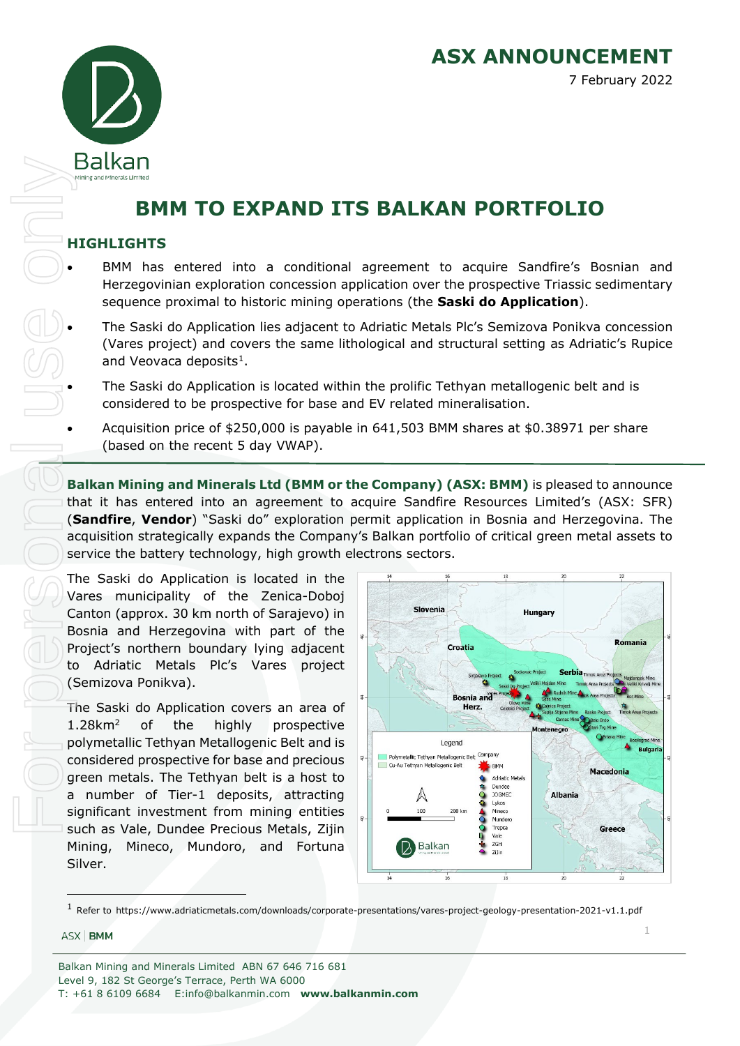# ASX ANNOUNCEMENT

7 February 2022

# BMM TO EXPAND ITS BALKAN PORTFOLIO

## HIGHLIGHTS

- BMM has entered into a conditional agreement to acquire Sandfire's Bosnian and Herzegovinian exploration concession application over the prospective Triassic sedimentary sequence proximal to historic mining operations (the **Saski do Application**).
- The Saski do Application lies adjacent to Adriatic Metals Plc's Semizova Ponikva concession (Vares project) and covers the same lithological and structural setting as Adriatic's Rupice and Veovaca deposits[1].
- The Saski do Application is located within the prolific Tethyan metallogenic belt and is considered to be prospective for base and EV related mineralisation.
- Acquisition price of $250,000 is payable in 641,503 BMM shares at $0.38971 per share (based on the recent 5 day VWAP).

**Balkan Mining and Minerals Ltd (BMM or the Company) (ASX: BMM)** is pleased to announce that it has entered into an agreement to acquire Sandfire Resources Limited's (ASX: SFR) (**Sandfire**, **Vendor**) "Saski do" exploration permit application in Bosnia and Herzegovina. The acquisition strategically expands the Company's Balkan portfolio of critical green metal assets to service the battery technology, high growth electrons sectors.

The Saski do Application is located in the Vares municipality of the Zenica-Doboj Canton (approx. 30 km north of Sarajevo) in Bosnia and Herzegovina with part of the Project's northern boundary lying adjacent to Adriatic Metals Plc's Vares project (Semizova Ponikva).

The Saski do Application covers an area of 1.28km$^2$ of the highly prospective polymetallic Tethyan Metallogenic Belt and is considered prospective for base and precious green metals. The Tethyan belt is a host to a number of Tier-1 deposits, attracting significant investment from mining entities such as Vale, Dundee Precious Metals, Zijin Mining, Mineco, Mundoro, and Fortuna Silver.

[1] Refer to https://www.adriaticmetals.com/downloads/corporate-presentations/vares-project-geology-presentation-2021-v1.1.pdf

Balkan Mining and Minerals Limited ABN 67 646 716 681
Level 9, 182 St George's Terrace, Perth WA 6000
T: +61 8 6109 6684 E:info@balkanmin.com **www.balkanmin.com**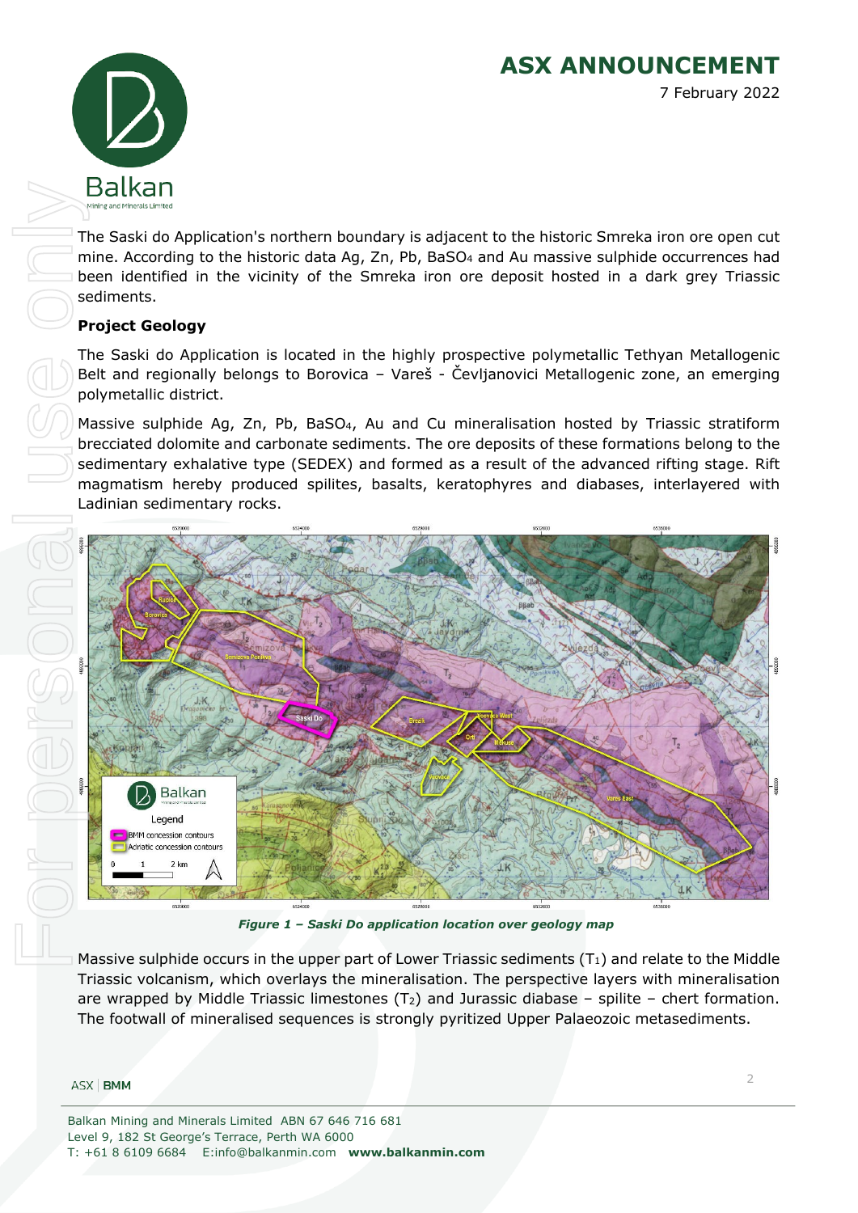The Saski do Application's northern boundary is adjacent to the historic Smreka iron ore open cut mine. According to the historic data Ag, Zn, Pb, $BaSO_4$ and Au massive sulphide occurrences had been identified in the vicinity of the Smreka iron ore deposit hosted in a dark grey Triassic sediments.

**Project Geology**

The Saski do Application is located in the highly prospective polymetallic Tethyan Metallogenic Belt and regionally belongs to Borovica – Vareš - Čevljanovici Metallogenic zone, an emerging polymetallic district.

Massive sulphide Ag, Zn, Pb, $BaSO_4$, Au and Cu mineralisation hosted by Triassic stratiform brecciated dolomite and carbonate sediments. The ore deposits of these formations belong to the sedimentary exhalative type (SEDEX) and formed as a result of the advanced rifting stage. Rift magmatism hereby produced spilites, basalts, keratophyres and diabases, interlayered with Ladinian sedimentary rocks.

*Figure 1 – Saski Do application location over geology map*

Massive sulphide occurs in the upper part of Lower Triassic sediments ($T_1$) and relate to the Middle Triassic volcanism, which overlays the mineralisation. The perspective layers with mineralisation are wrapped by Middle Triassic limestones ($T_2$) and Jurassic diabase – spilite – chert formation. The footwall of mineralised sequences is strongly pyritized Upper Palaeozoic metasediments.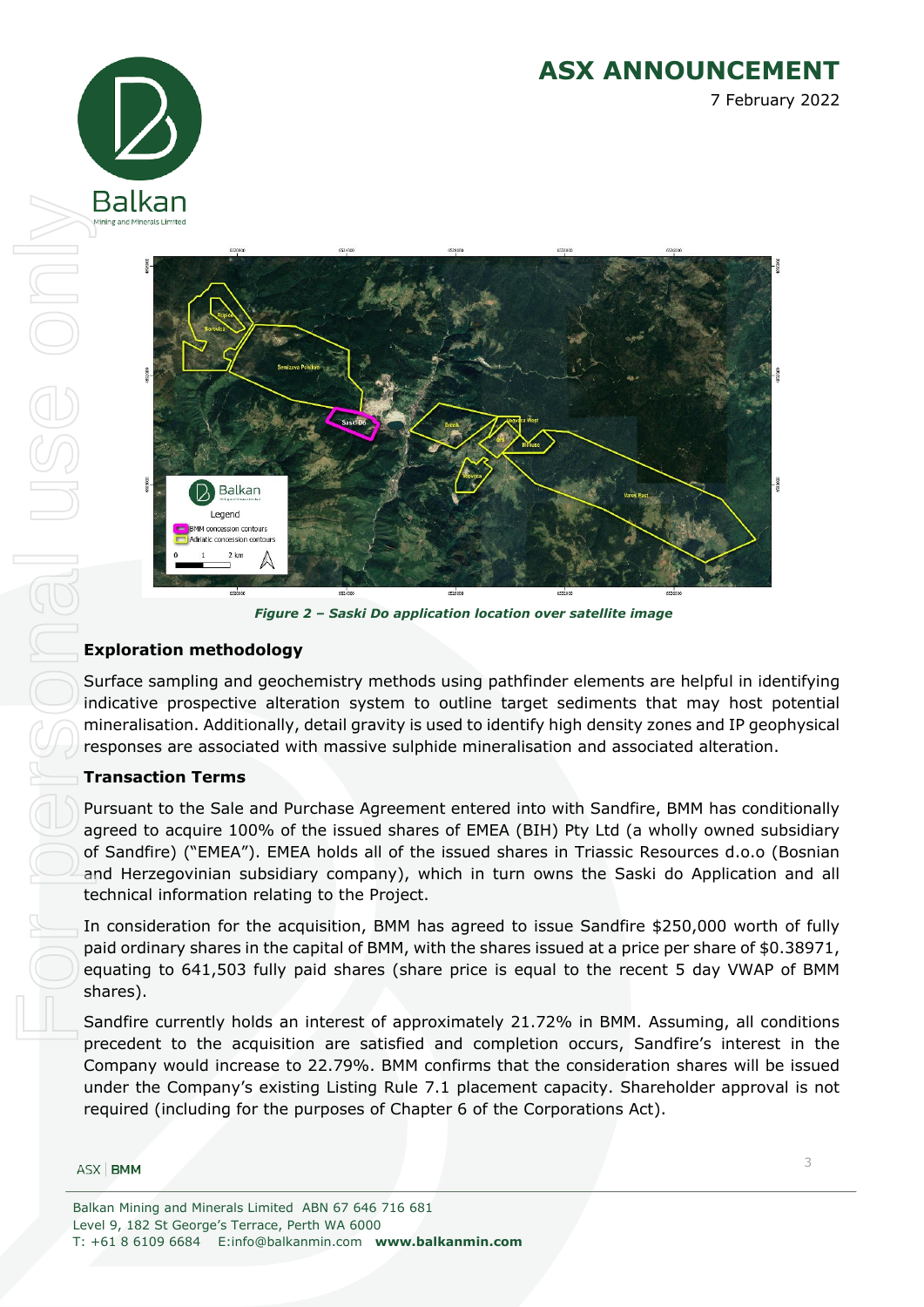*Figure 2 – Saski Do application location over satellite image*

### Exploration methodology

Surface sampling and geochemistry methods using pathfinder elements are helpful in identifying indicative prospective alteration system to outline target sediments that may host potential mineralisation. Additionally, detail gravity is used to identify high density zones and IP geophysical responses are associated with massive sulphide mineralisation and associated alteration.

### Transaction Terms

Pursuant to the Sale and Purchase Agreement entered into with Sandfire, BMM has conditionally agreed to acquire 100% of the issued shares of EMEA (BIH) Pty Ltd (a wholly owned subsidiary of Sandfire) ("EMEA"). EMEA holds all of the issued shares in Triassic Resources d.o.o (Bosnian and Herzegovinian subsidiary company), which in turn owns the Saski do Application and all technical information relating to the Project.

In consideration for the acquisition, BMM has agreed to issue Sandfire $250,000 worth of fully paid ordinary shares in the capital of BMM, with the shares issued at a price per share of $0.38971, equating to 641,503 fully paid shares (share price is equal to the recent 5 day VWAP of BMM shares).

Sandfire currently holds an interest of approximately 21.72% in BMM. Assuming, all conditions precedent to the acquisition are satisfied and completion occurs, Sandfire's interest in the Company would increase to 22.79%. BMM confirms that the consideration shares will be issued under the Company's existing Listing Rule 7.1 placement capacity. Shareholder approval is not required (including for the purposes of Chapter 6 of the Corporations Act).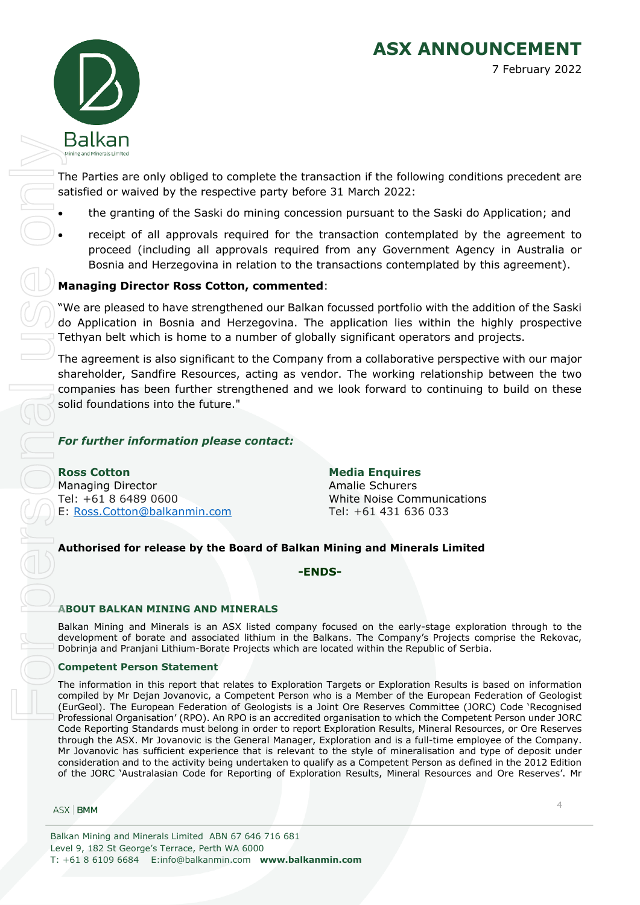The Parties are only obliged to complete the transaction if the following conditions precedent are satisfied or waived by the respective party before 31 March 2022:

- the granting of the Saski do mining concession pursuant to the Saski do Application; and
- receipt of all approvals required for the transaction contemplated by the agreement to proceed (including all approvals required from any Government Agency in Australia or Bosnia and Herzegovina in relation to the transactions contemplated by this agreement).

**Managing Director Ross Cotton, commented**:

"We are pleased to have strengthened our Balkan focussed portfolio with the addition of the Saski do Application in Bosnia and Herzegovina. The application lies within the highly prospective Tethyan belt which is home to a number of globally significant operators and projects.

The agreement is also significant to the Company from a collaborative perspective with our major shareholder, Sandfire Resources, acting as vendor. The working relationship between the two companies has been further strengthened and we look forward to continuing to build on these solid foundations into the future."

***For further information please contact:***

**Ross Cotton**
Managing Director
Tel: +61 8 6489 0600
E: Ross.Cotton@balkanmin.com

**Media Enquires**
Amalie Schurers
White Noise Communications
Tel: +61 431 636 033

**Authorised for release by the Board of Balkan Mining and Minerals Limited**

**-ENDS-**

## ABOUT BALKAN MINING AND MINERALS

Balkan Mining and Minerals is an ASX listed company focused on the early-stage exploration through to the development of borate and associated lithium in the Balkans. The Company's Projects comprise the Rekovac, Dobrinja and Pranjani Lithium-Borate Projects which are located within the Republic of Serbia.

### Competent Person Statement

The information in this report that relates to Exploration Targets or Exploration Results is based on information compiled by Mr Dejan Jovanovic, a Competent Person who is a Member of the European Federation of Geologist (EurGeol). The European Federation of Geologists is a Joint Ore Reserves Committee (JORC) Code 'Recognised Professional Organisation' (RPO). An RPO is an accredited organisation to which the Competent Person under JORC Code Reporting Standards must belong in order to report Exploration Results, Mineral Resources, or Ore Reserves through the ASX. Mr Jovanovic is the General Manager, Exploration and is a full-time employee of the Company. Mr Jovanovic has sufficient experience that is relevant to the style of mineralisation and type of deposit under consideration and to the activity being undertaken to qualify as a Competent Person as defined in the 2012 Edition of the JORC 'Australasian Code for Reporting of Exploration Results, Mineral Resources and Ore Reserves'. Mr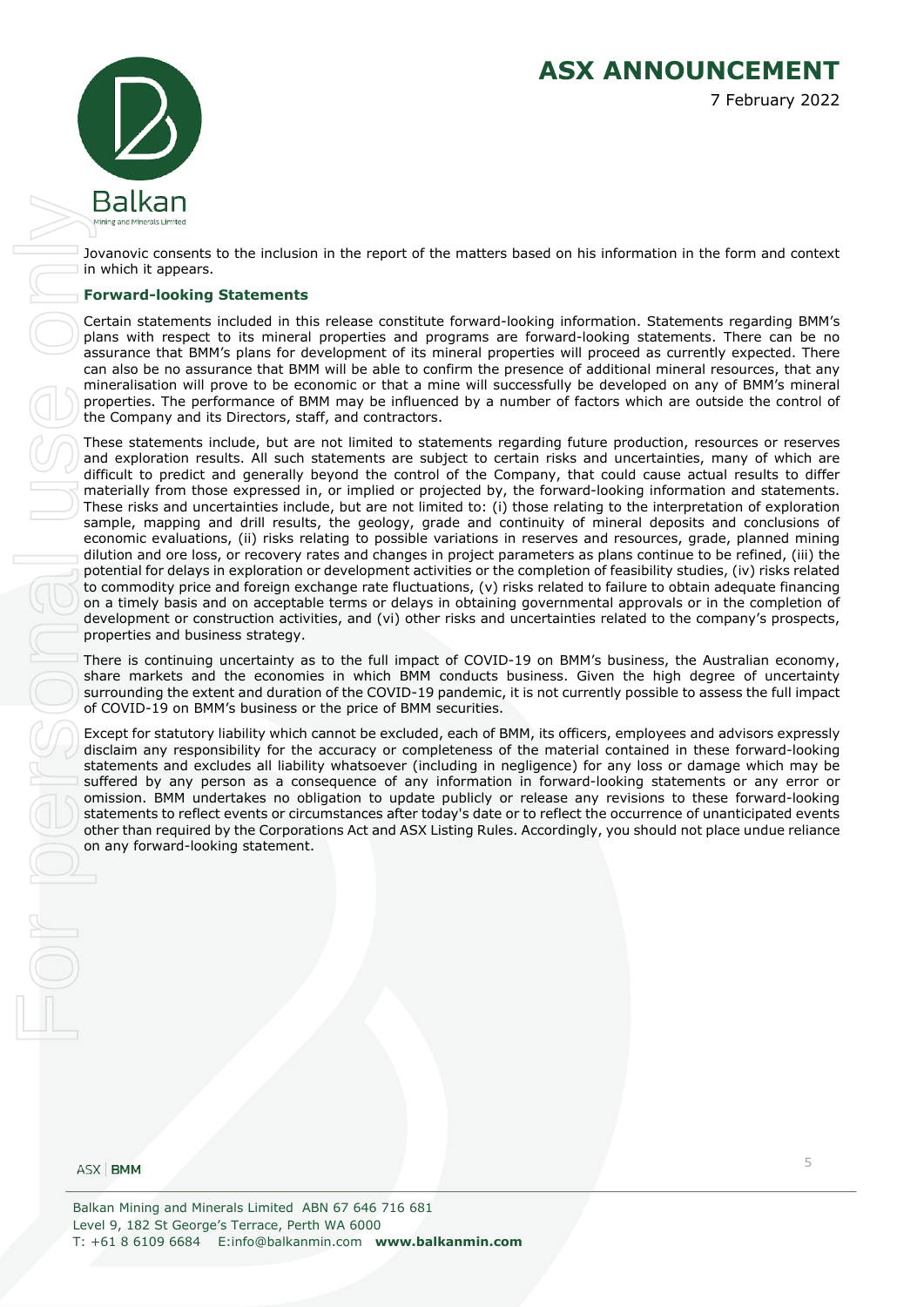Jovanovic consents to the inclusion in the report of the matters based on his information in the form and context in which it appears.

### Forward-looking Statements

Certain statements included in this release constitute forward-looking information. Statements regarding BMM's plans with respect to its mineral properties and programs are forward-looking statements. There can be no assurance that BMM's plans for development of its mineral properties will proceed as currently expected. There can also be no assurance that BMM will be able to confirm the presence of additional mineral resources, that any mineralisation will prove to be economic or that a mine will successfully be developed on any of BMM's mineral properties. The performance of BMM may be influenced by a number of factors which are outside the control of the Company and its Directors, staff, and contractors.

These statements include, but are not limited to statements regarding future production, resources or reserves and exploration results. All such statements are subject to certain risks and uncertainties, many of which are difficult to predict and generally beyond the control of the Company, that could cause actual results to differ materially from those expressed in, or implied or projected by, the forward-looking information and statements. These risks and uncertainties include, but are not limited to: (i) those relating to the interpretation of exploration sample, mapping and drill results, the geology, grade and continuity of mineral deposits and conclusions of economic evaluations, (ii) risks relating to possible variations in reserves and resources, grade, planned mining dilution and ore loss, or recovery rates and changes in project parameters as plans continue to be refined, (iii) the potential for delays in exploration or development activities or the completion of feasibility studies, (iv) risks related to commodity price and foreign exchange rate fluctuations, (v) risks related to failure to obtain adequate financing on a timely basis and on acceptable terms or delays in obtaining governmental approvals or in the completion of development or construction activities, and (vi) other risks and uncertainties related to the company's prospects, properties and business strategy.

There is continuing uncertainty as to the full impact of COVID-19 on BMM's business, the Australian economy, share markets and the economies in which BMM conducts business. Given the high degree of uncertainty surrounding the extent and duration of the COVID-19 pandemic, it is not currently possible to assess the full impact of COVID-19 on BMM's business or the price of BMM securities.

Except for statutory liability which cannot be excluded, each of BMM, its officers, employees and advisors expressly disclaim any responsibility for the accuracy or completeness of the material contained in these forward-looking statements and excludes all liability whatsoever (including in negligence) for any loss or damage which may be suffered by any person as a consequence of any information in forward-looking statements or any error or omission. BMM undertakes no obligation to update publicly or release any revisions to these forward-looking statements to reflect events or circumstances after today's date or to reflect the occurrence of unanticipated events other than required by the Corporations Act and ASX Listing Rules. Accordingly, you should not place undue reliance on any forward-looking statement.